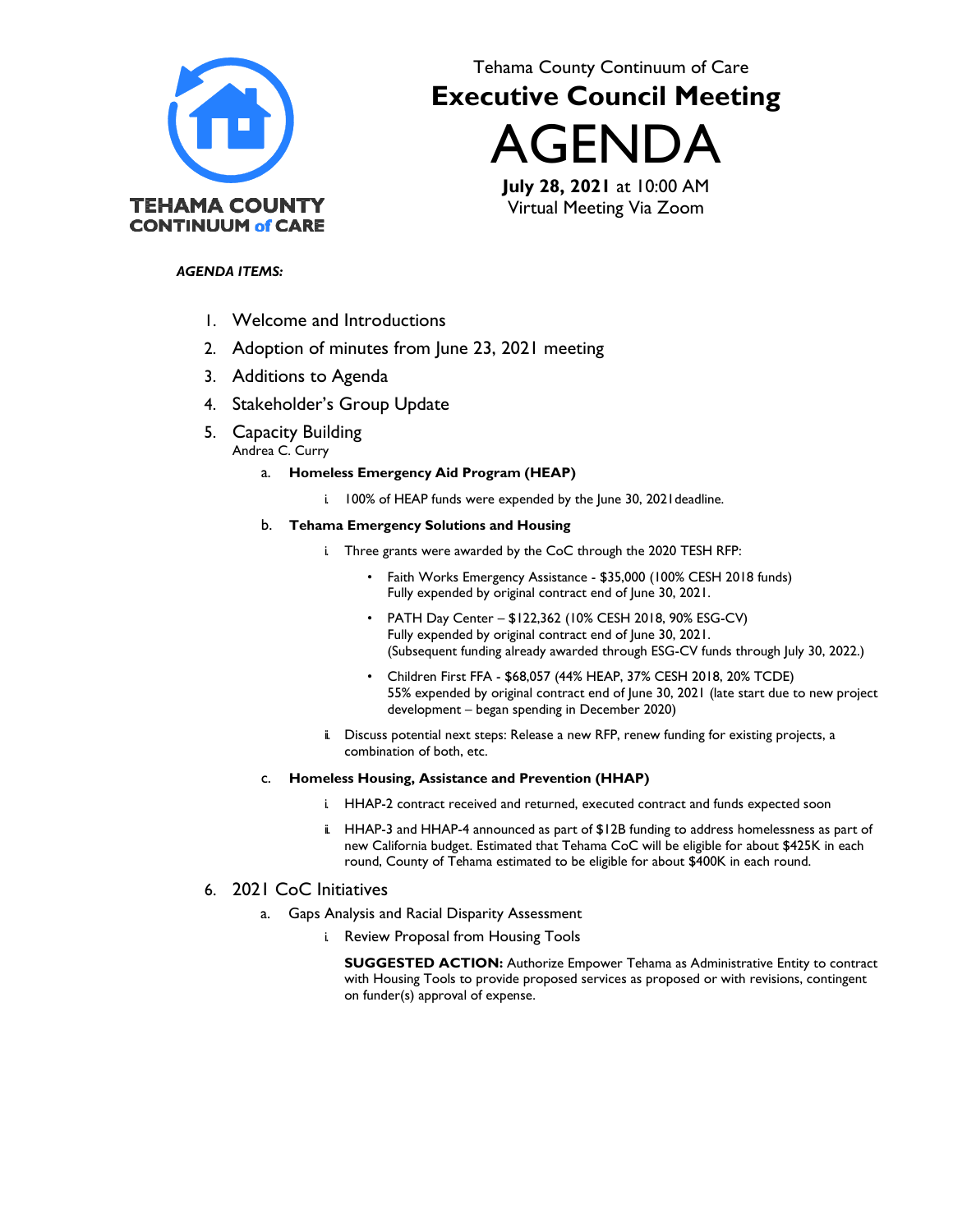TEHAMA COUNTY
CONTINUUM of CARE

Tehama County Continuum of Care

# Executive Council Meeting

# AGENDA

**July 28, 2021** at 10:00 AM
Virtual Meeting Via Zoom

***AGENDA ITEMS:***

1. Welcome and Introductions
2. Adoption of minutes from June 23, 2021 meeting
3. Additions to Agenda
4. Stakeholder's Group Update
5. Capacity Building
   Andrea C. Curry
   a. **Homeless Emergency Aid Program (HEAP)**
      i. 100% of HEAP funds were expended by the June 30, 2021 deadline.
   b. **Tehama Emergency Solutions and Housing**
      i. Three grants were awarded by the CoC through the 2020 TESH RFP:
         - Faith Works Emergency Assistance - $35,000 (100% CESH 2018 funds)
           Fully expended by original contract end of June 30, 2021.
         - PATH Day Center – $122,362 (10% CESH 2018, 90% ESG-CV)
           Fully expended by original contract end of June 30, 2021.
           (Subsequent funding already awarded through ESG-CV funds through July 30, 2022.)
         - Children First FFA - $68,057 (44% HEAP, 37% CESH 2018, 20% TCDE)
           55% expended by original contract end of June 30, 2021 (late start due to new project development – began spending in December 2020)
      ii. Discuss potential next steps: Release a new RFP, renew funding for existing projects, a combination of both, etc.
   c. **Homeless Housing, Assistance and Prevention (HHAP)**
      i. HHAP-2 contract received and returned, executed contract and funds expected soon
      ii. HHAP-3 and HHAP-4 announced as part of $12B funding to address homelessness as part of new California budget. Estimated that Tehama CoC will be eligible for about $425K in each round, County of Tehama estimated to be eligible for about $400K in each round.
6. 2021 CoC Initiatives
   a. Gaps Analysis and Racial Disparity Assessment
      i. Review Proposal from Housing Tools

         **SUGGESTED ACTION:** Authorize Empower Tehama as Administrative Entity to contract with Housing Tools to provide proposed services as proposed or with revisions, contingent on funder(s) approval of expense.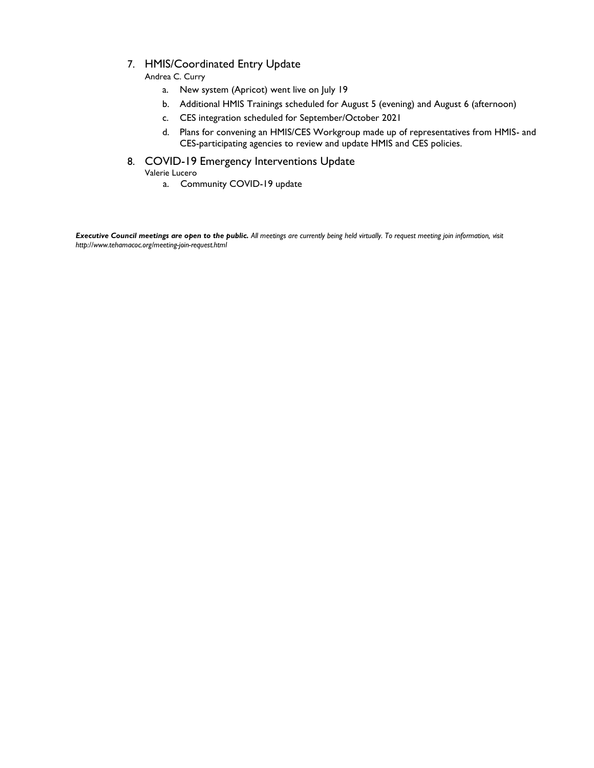7. HMIS/Coordinated Entry Update

   Andrea C. Curry

   a. New system (Apricot) went live on July 19
   b. Additional HMIS Trainings scheduled for August 5 (evening) and August 6 (afternoon)
   c. CES integration scheduled for September/October 2021
   d. Plans for convening an HMIS/CES Workgroup made up of representatives from HMIS- and CES-participating agencies to review and update HMIS and CES policies.

8. COVID-19 Emergency Interventions Update

   Valerie Lucero

   a. Community COVID-19 update

***Executive Council meetings are open to the public.*** *All meetings are currently being held virtually. To request meeting join information, visit http://www.tehamacoc.org/meeting-join-request.html*